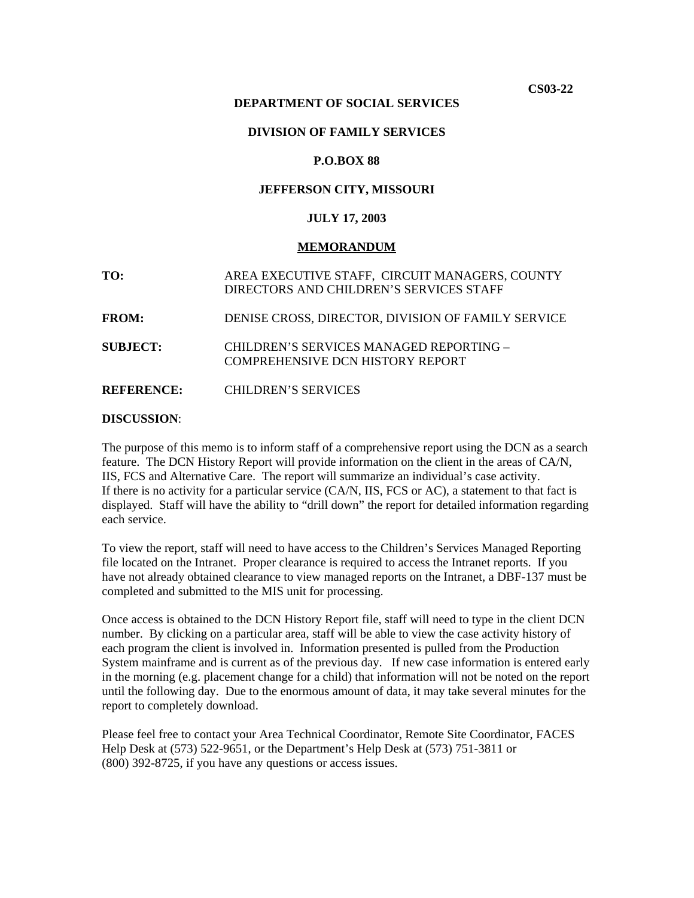**CS03-22**

**DEPARTMENT OF SOCIAL SERVICES**

**DIVISION OF FAMILY SERVICES**

**P.O.BOX 88**

**JEFFERSON CITY, MISSOURI**

**JULY 17, 2003**

**MEMORANDUM**

**TO:** AREA EXECUTIVE STAFF, CIRCUIT MANAGERS, COUNTY DIRECTORS AND CHILDREN'S SERVICES STAFF

**FROM:** DENISE CROSS, DIRECTOR, DIVISION OF FAMILY SERVICE

**SUBJECT:** CHILDREN'S SERVICES MANAGED REPORTING – COMPREHENSIVE DCN HISTORY REPORT

**REFERENCE:** CHILDREN'S SERVICES

**DISCUSSION**:

The purpose of this memo is to inform staff of a comprehensive report using the DCN as a search feature. The DCN History Report will provide information on the client in the areas of CA/N, IIS, FCS and Alternative Care. The report will summarize an individual's case activity. If there is no activity for a particular service (CA/N, IIS, FCS or AC), a statement to that fact is displayed. Staff will have the ability to "drill down" the report for detailed information regarding each service.

To view the report, staff will need to have access to the Children's Services Managed Reporting file located on the Intranet. Proper clearance is required to access the Intranet reports. If you have not already obtained clearance to view managed reports on the Intranet, a DBF-137 must be completed and submitted to the MIS unit for processing.

Once access is obtained to the DCN History Report file, staff will need to type in the client DCN number. By clicking on a particular area, staff will be able to view the case activity history of each program the client is involved in. Information presented is pulled from the Production System mainframe and is current as of the previous day. If new case information is entered early in the morning (e.g. placement change for a child) that information will not be noted on the report until the following day. Due to the enormous amount of data, it may take several minutes for the report to completely download.

Please feel free to contact your Area Technical Coordinator, Remote Site Coordinator, FACES Help Desk at (573) 522-9651, or the Department's Help Desk at (573) 751-3811 or (800) 392-8725, if you have any questions or access issues.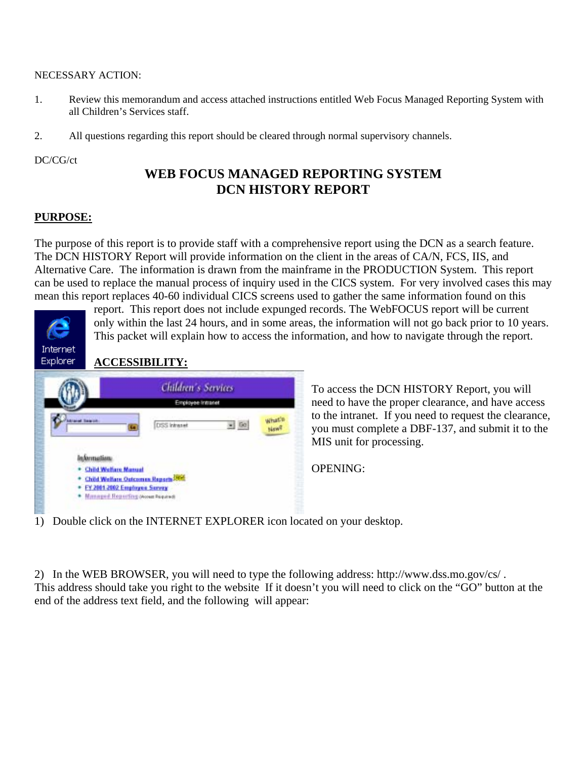NECESSARY ACTION:

1. Review this memorandum and access attached instructions entitled Web Focus Managed Reporting System with all Children's Services staff.

2. All questions regarding this report should be cleared through normal supervisory channels.

DC/CG/ct

# WEB FOCUS MANAGED REPORTING SYSTEM
# DCN HISTORY REPORT

**PURPOSE:**

The purpose of this report is to provide staff with a comprehensive report using the DCN as a search feature. The DCN HISTORY Report will provide information on the client in the areas of CA/N, FCS, IIS, and Alternative Care. The information is drawn from the mainframe in the PRODUCTION System. This report can be used to replace the manual process of inquiry used in the CICS system. For very involved cases this may mean this report replaces 40-60 individual CICS screens used to gather the same information found on this report. This report does not include expunged records. The WebFOCUS report will be current only within the last 24 hours, and in some areas, the information will not go back prior to 10 years. This packet will explain how to access the information, and how to navigate through the report.

**ACCESSIBILITY:**

To access the DCN HISTORY Report, you will need to have the proper clearance, and have access to the intranet. If you need to request the clearance, you must complete a DBF-137, and submit it to the MIS unit for processing.

OPENING:

1) Double click on the INTERNET EXPLORER icon located on your desktop.

2) In the WEB BROWSER, you will need to type the following address: http://www.dss.mo.gov/cs/ . This address should take you right to the website If it doesn't you will need to click on the "GO" button at the end of the address text field, and the following will appear: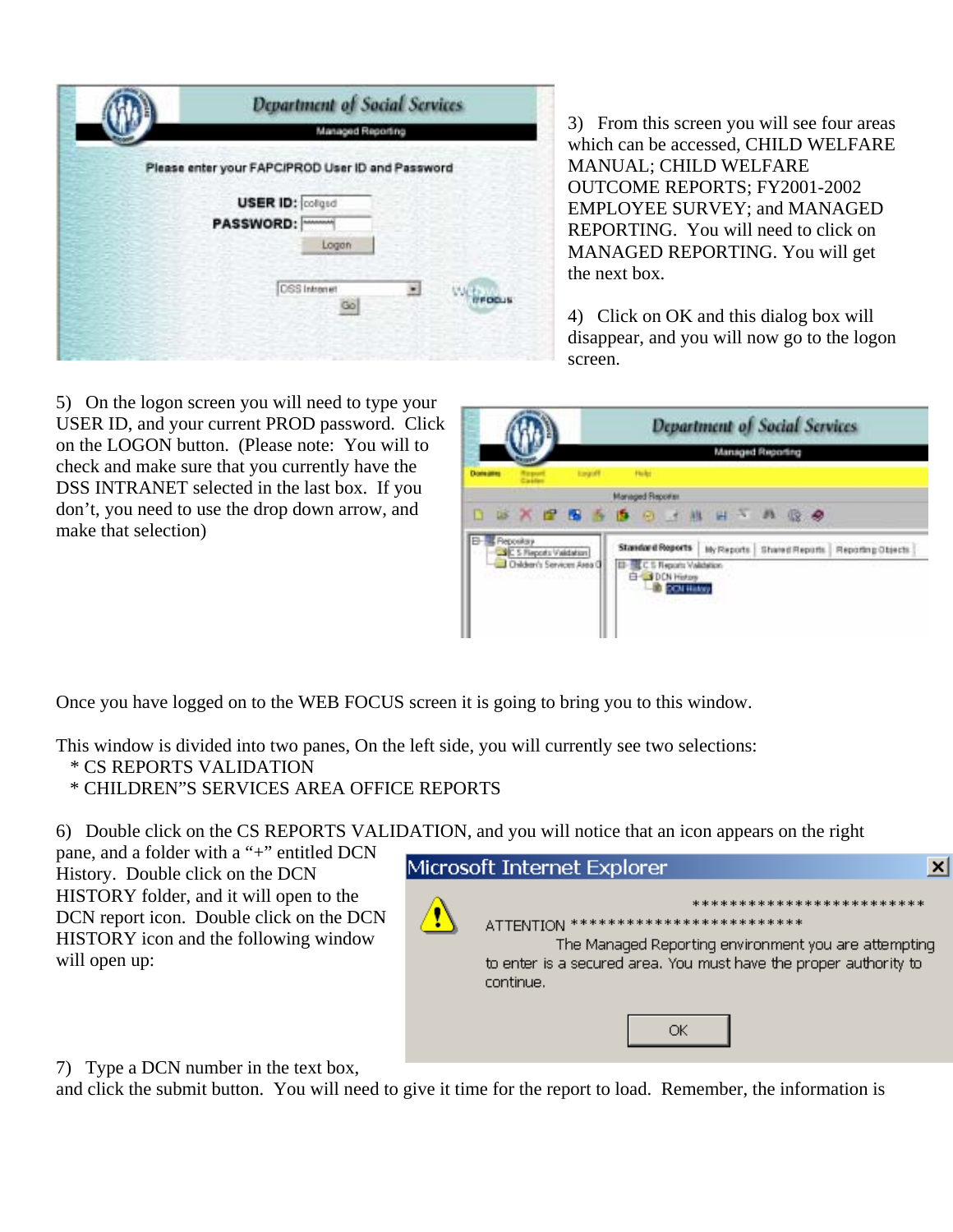3) From this screen you will see four areas which can be accessed, CHILD WELFARE MANUAL; CHILD WELFARE OUTCOME REPORTS; FY2001-2002 EMPLOYEE SURVEY; and MANAGED REPORTING. You will need to click on MANAGED REPORTING. You will get the next box.

4) Click on OK and this dialog box will disappear, and you will now go to the logon screen.

5) On the logon screen you will need to type your USER ID, and your current PROD password. Click on the LOGON button. (Please note: You will to check and make sure that you currently have the DSS INTRANET selected in the last box. If you don't, you need to use the drop down arrow, and make that selection)

Once you have logged on to the WEB FOCUS screen it is going to bring you to this window.

This window is divided into two panes, On the left side, you will currently see two selections:

- * CS REPORTS VALIDATION
- * CHILDREN"S SERVICES AREA OFFICE REPORTS

6) Double click on the CS REPORTS VALIDATION, and you will notice that an icon appears on the right pane, and a folder with a "+" entitled DCN History. Double click on the DCN HISTORY folder, and it will open to the DCN report icon. Double click on the DCN HISTORY icon and the following window will open up:

7) Type a DCN number in the text box, and click the submit button. You will need to give it time for the report to load. Remember, the information is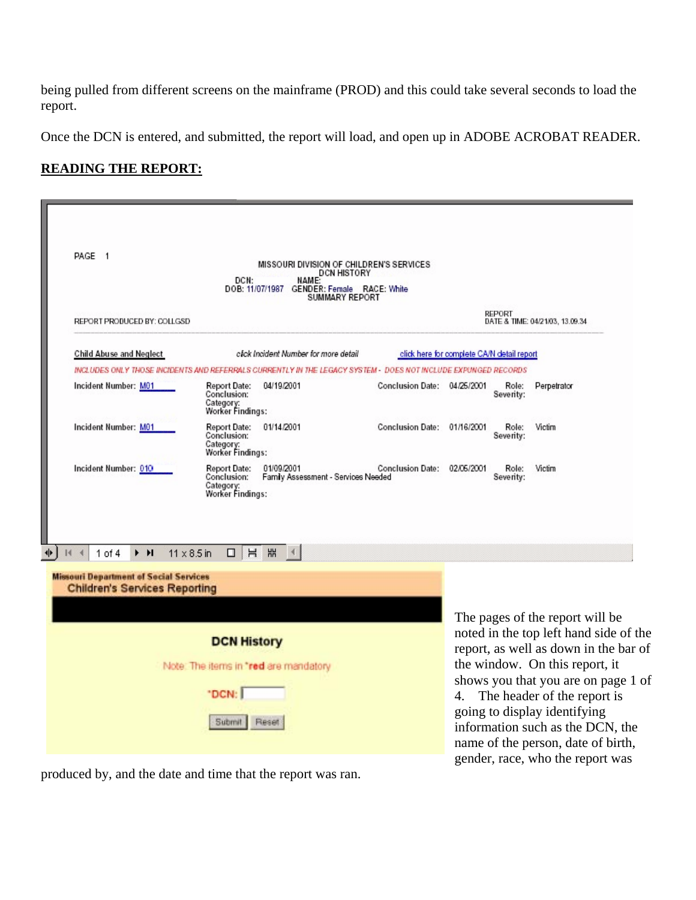being pulled from different screens on the mainframe (PROD) and this could take several seconds to load the report.

Once the DCN is entered, and submitted, the report will load, and open up in ADOBE ACROBAT READER.

**READING THE REPORT:**

PAGE 1

MISSOURI DIVISION OF CHILDREN'S SERVICES
DCN HISTORY
DCN: NAME:
DOB: 11/07/1987 GENDER: Female RACE: White
SUMMARY REPORT

REPORT PRODUCED BY: COLLGSD

REPORT DATE & TIME: 04/21/03, 13.09.34

Child Abuse and Neglect — click Incident Number for more detail — click here for complete CA/N detail report

*INCLUDES ONLY THOSE INCIDENTS AND REFERRALS CURRENTLY IN THE LEGACY SYSTEM - DOES NOT INCLUDE EXPUNGED RECORDS*

| Incident Number | Report Date | Conclusion | Category | Worker Findings | Conclusion Date | Role | Severity |
|---|---|---|---|---|---|---|---|
| M01 | 04/19/2001 | | | | 04/25/2001 | Perpetrator | |
| M01 | 01/14/2001 | | | | 01/16/2001 | Victim | |
| 010 | 01/09/2001 | Family Assessment - Services Needed | | | 02/05/2001 | Victim | |

1 of 4 11 x 8.5 in

Missouri Department of Social Services
Children's Services Reporting

**DCN History**

Note: The items in \*red are mandatory

\*DCN:

Submit Reset

The pages of the report will be noted in the top left hand side of the report, as well as down in the bar of the window. On this report, it shows you that you are on page 1 of 4. The header of the report is going to display identifying information such as the DCN, the name of the person, date of birth, gender, race, who the report was produced by, and the date and time that the report was ran.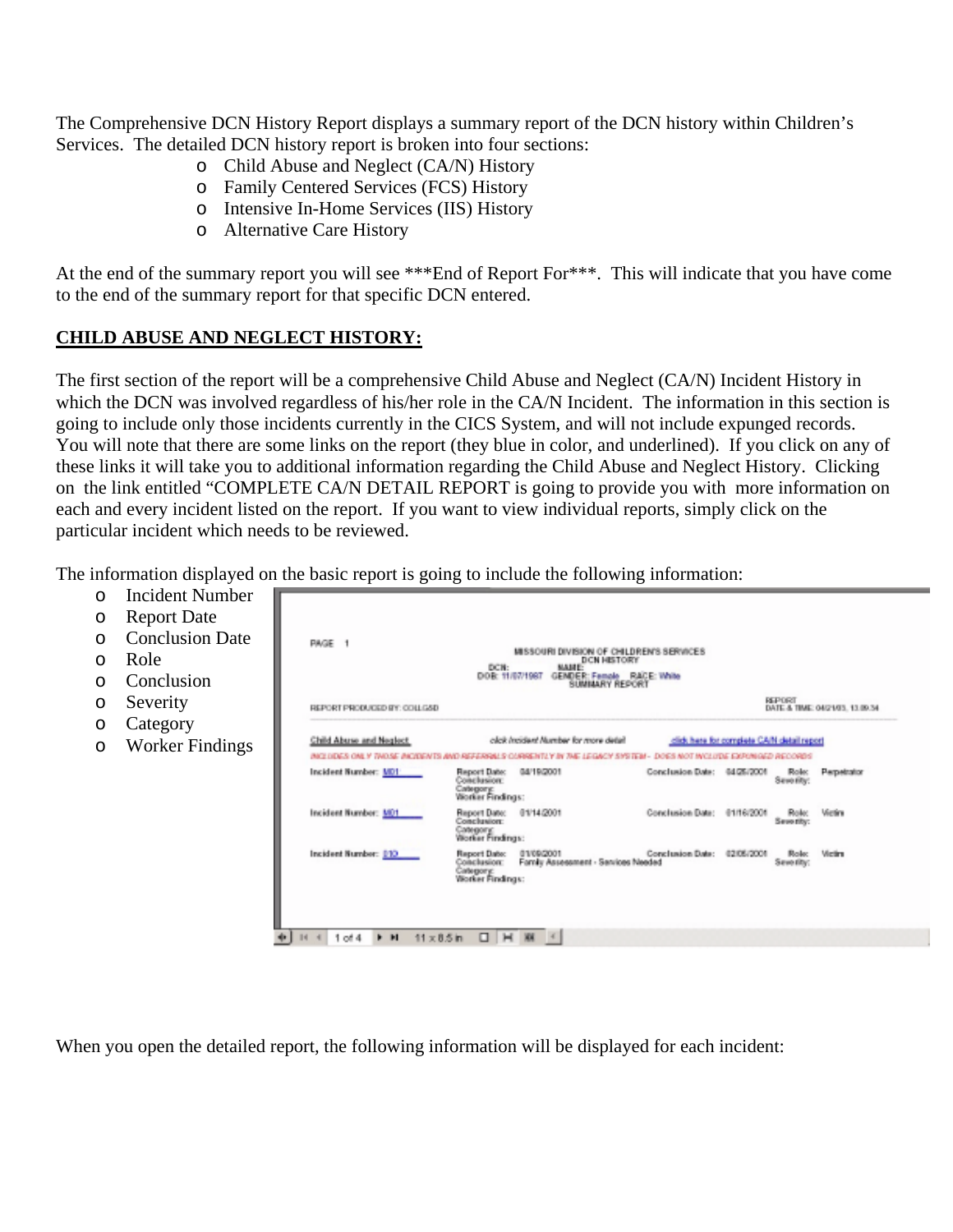The Comprehensive DCN History Report displays a summary report of the DCN history within Children's Services. The detailed DCN history report is broken into four sections:

- Child Abuse and Neglect (CA/N) History
- Family Centered Services (FCS) History
- Intensive In-Home Services (IIS) History
- Alternative Care History

At the end of the summary report you will see ***End of Report For***. This will indicate that you have come to the end of the summary report for that specific DCN entered.

## CHILD ABUSE AND NEGLECT HISTORY:

The first section of the report will be a comprehensive Child Abuse and Neglect (CA/N) Incident History in which the DCN was involved regardless of his/her role in the CA/N Incident. The information in this section is going to include only those incidents currently in the CICS System, and will not include expunged records. You will note that there are some links on the report (they blue in color, and underlined). If you click on any of these links it will take you to additional information regarding the Child Abuse and Neglect History. Clicking on the link entitled "COMPLETE CA/N DETAIL REPORT is going to provide you with more information on each and every incident listed on the report. If you want to view individual reports, simply click on the particular incident which needs to be reviewed.

The information displayed on the basic report is going to include the following information:

- Incident Number
- Report Date
- Conclusion Date
- Role
- Conclusion
- Severity
- Category
- Worker Findings

When you open the detailed report, the following information will be displayed for each incident: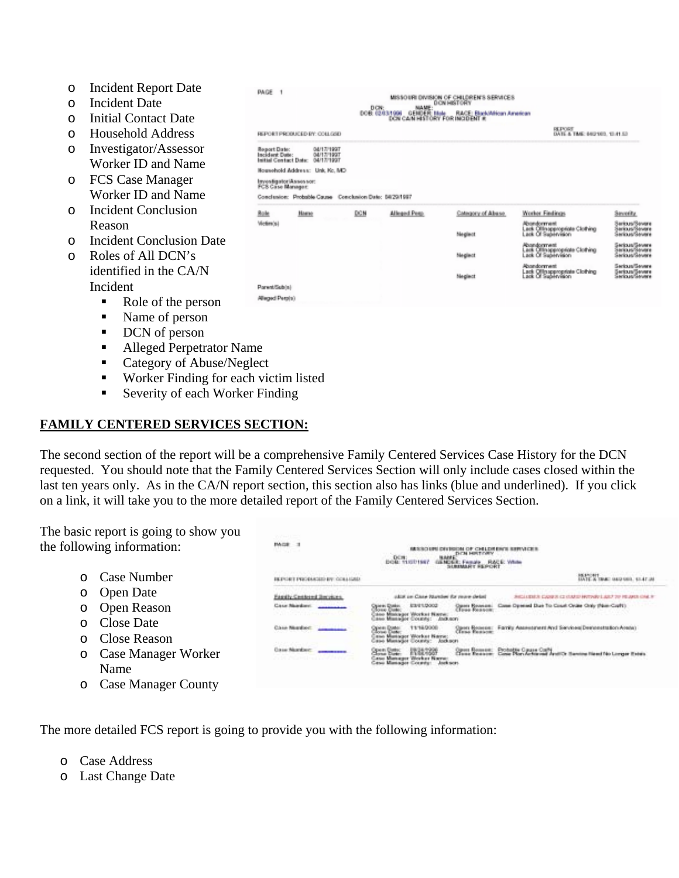- Incident Report Date
- Incident Date
- Initial Contact Date
- Household Address
- Investigator/Assessor Worker ID and Name
- FCS Case Manager Worker ID and Name
- Incident Conclusion Reason
- Incident Conclusion Date
- Roles of All DCN's identified in the CA/N Incident
  - Role of the person
  - Name of person
  - DCN of person
  - Alleged Perpetrator Name
  - Category of Abuse/Neglect
  - Worker Finding for each victim listed
  - Severity of each Worker Finding

**FAMILY CENTERED SERVICES SECTION:**

The second section of the report will be a comprehensive Family Centered Services Case History for the DCN requested. You should note that the Family Centered Services Section will only include cases closed within the last ten years only. As in the CA/N report section, this section also has links (blue and underlined). If you click on a link, it will take you to the more detailed report of the Family Centered Services Section.

The basic report is going to show you the following information:

- Case Number
- Open Date
- Open Reason
- Close Date
- Close Reason
- Case Manager Worker Name
- Case Manager County

The more detailed FCS report is going to provide you with the following information:

- Case Address
- Last Change Date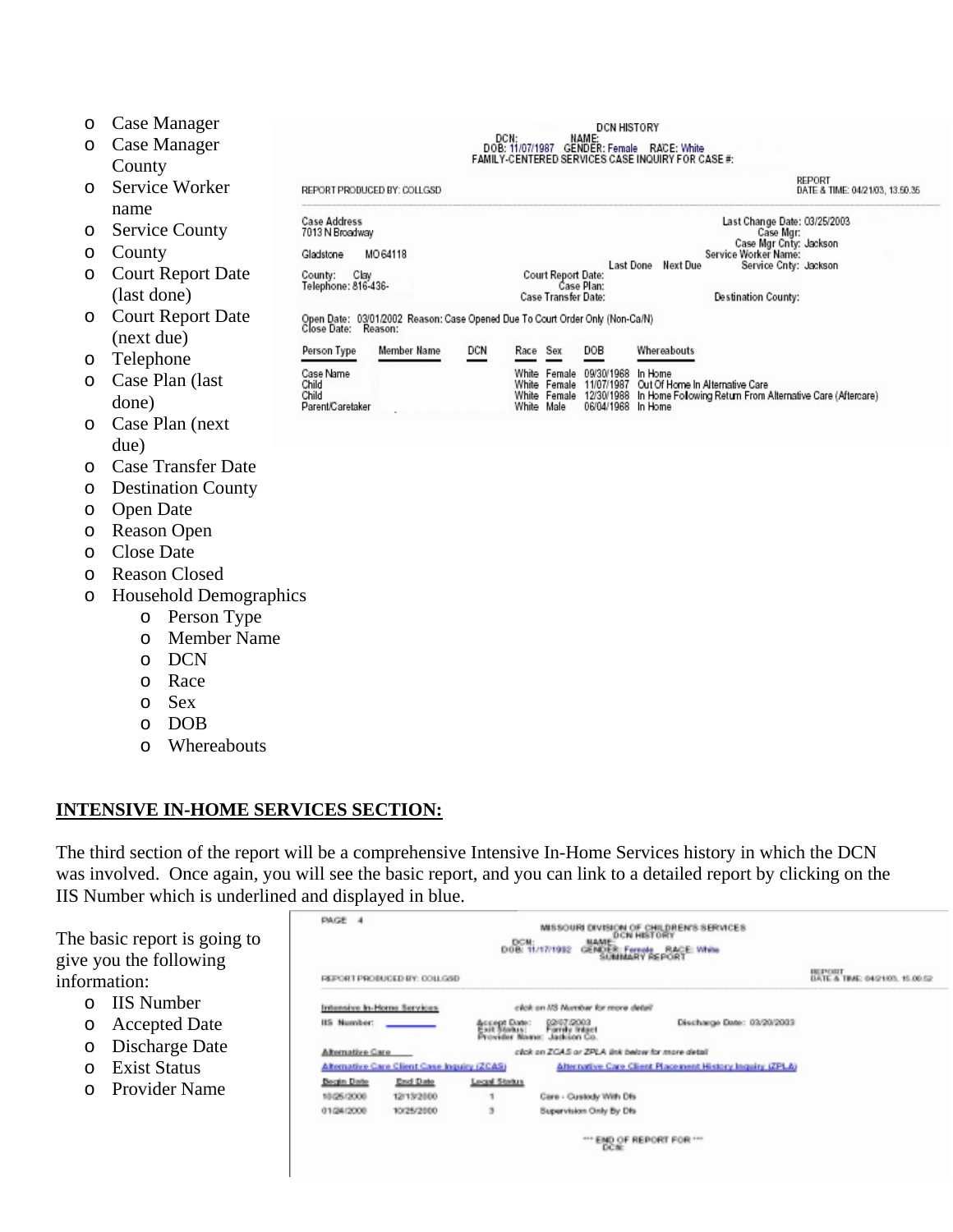- Case Manager
- Case Manager County
- Service Worker name
- Service County
- County
- Court Report Date (last done)
- Court Report Date (next due)
- Telephone
- Case Plan (last done)
- Case Plan (next due)
- Case Transfer Date
- Destination County
- Open Date
- Reason Open
- Close Date
- Reason Closed
- Household Demographics
  - Person Type
  - Member Name
  - DCN
  - Race
  - Sex
  - DOB
  - Whereabouts

## INTENSIVE IN-HOME SERVICES SECTION:

The third section of the report will be a comprehensive Intensive In-Home Services history in which the DCN was involved. Once again, you will see the basic report, and you can link to a detailed report by clicking on the IIS Number which is underlined and displayed in blue.

The basic report is going to give you the following information:

- IIS Number
- Accepted Date
- Discharge Date
- Exist Status
- Provider Name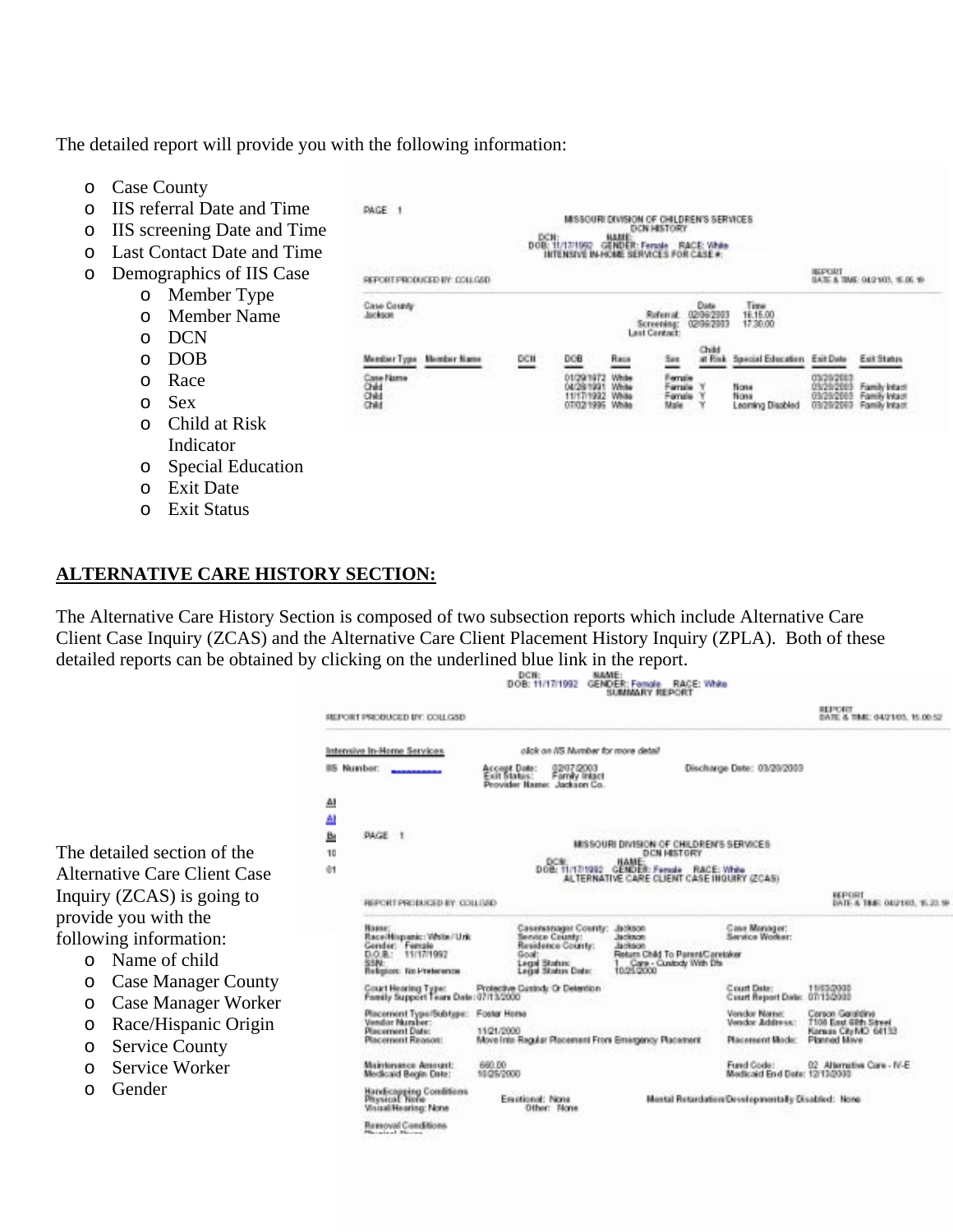The detailed report will provide you with the following information:

- Case County
- IIS referral Date and Time
- IIS screening Date and Time
- Last Contact Date and Time
- Demographics of IIS Case
    - Member Type
    - Member Name
    - DCN
    - DOB
    - Race
    - Sex
    - Child at Risk Indicator
    - Special Education
    - Exit Date
    - Exit Status

## ALTERNATIVE CARE HISTORY SECTION:

The Alternative Care History Section is composed of two subsection reports which include Alternative Care Client Case Inquiry (ZCAS) and the Alternative Care Client Placement History Inquiry (ZPLA). Both of these detailed reports can be obtained by clicking on the underlined blue link in the report.

The detailed section of the Alternative Care Client Case Inquiry (ZCAS) is going to provide you with the following information:

- Name of child
- Case Manager County
- Case Manager Worker
- Race/Hispanic Origin
- Service County
- Service Worker
- Gender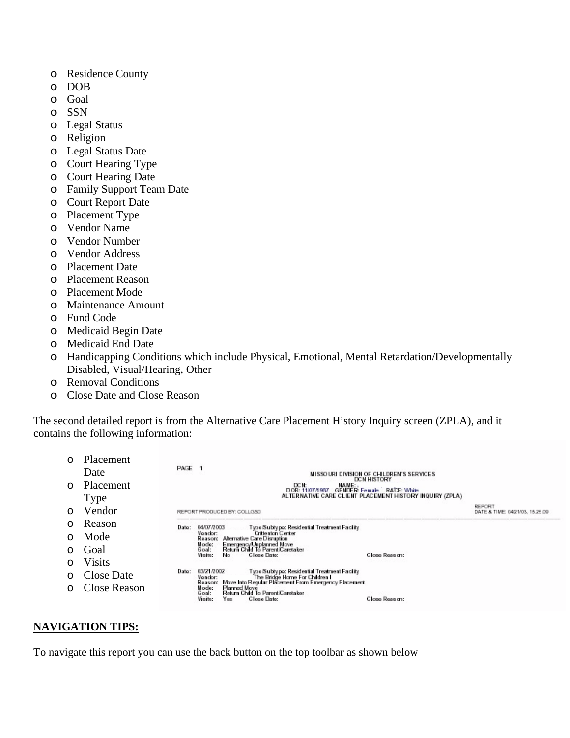- Residence County
- DOB
- Goal
- SSN
- Legal Status
- Religion
- Legal Status Date
- Court Hearing Type
- Court Hearing Date
- Family Support Team Date
- Court Report Date
- Placement Type
- Vendor Name
- Vendor Number
- Vendor Address
- Placement Date
- Placement Reason
- Placement Mode
- Maintenance Amount
- Fund Code
- Medicaid Begin Date
- Medicaid End Date
- Handicapping Conditions which include Physical, Emotional, Mental Retardation/Developmentally Disabled, Visual/Hearing, Other
- Removal Conditions
- Close Date and Close Reason

The second detailed report is from the Alternative Care Placement History Inquiry screen (ZPLA), and it contains the following information:

- Placement Date
- Placement Type
- Vendor
- Reason
- Mode
- Goal
- Visits
- Close Date
- Close Reason

```
PAGE   1
                         MISSOURI DIVISION OF CHILDREN'S SERVICES
                                      DCN HISTORY
                          DCN:              NAME: ,
                       DOB: 11/07/1987   GENDER: Female   RACE: White
                  ALTERNATIVE CARE CLIENT PLACEMENT HISTORY INQUIRY (ZPLA)
                                                                              REPORT
REPORT PRODUCED BY: COLLGSD                                                   DATE & TIME: 04/21/03, 15.25.09

Date:  04/07/2003        Type/Subtype: Residential Treatment Facility
       Vendor:                 Crittenton Center
       Reason:  Alternative Care Disruption
       Mode:    Emergency/Unplanned Move
       Goal:    Return Child To Parent/Caretaker
       Visits:  No       Close Date:                        Close Reason:

Date:  03/21/2002        Type/Subtype: Residential Treatment Facility
       Vendor:                 The Bridge Home For Children I
       Reason:  Move Into Regular Placement From Emergency Placement
       Mode:    Planned Move
       Goal:    Return Child To Parent/Caretaker
       Visits:  Yes      Close Date:                        Close Reason:
```

## NAVIGATION TIPS:

To navigate this report you can use the back button on the top toolbar as shown below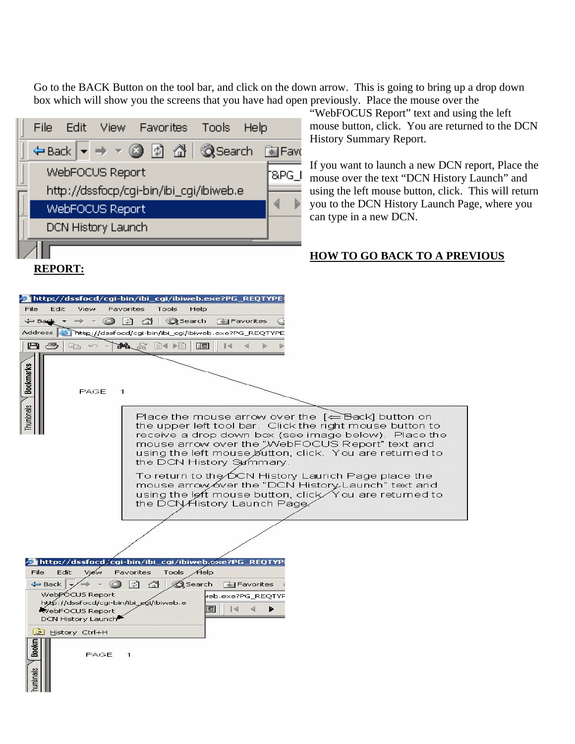Go to the BACK Button on the tool bar, and click on the down arrow. This is going to bring up a drop down box which will show you the screens that you have had open previously. Place the mouse over the "WebFOCUS Report" text and using the left mouse button, click. You are returned to the DCN History Summary Report.

If you want to launch a new DCN report, Place the mouse over the text "DCN History Launch" and using the left mouse button, click. This will return you to the DCN History Launch Page, where you can type in a new DCN.

**HOW TO GO BACK TO A PREVIOUS REPORT:**

Place the mouse arrow over the [⇐ Back] button on the upper left tool bar. Click the right mouse button to receive a drop down box (see image below). Place the mouse arrow over the "WebFOCUS Report" text and using the left mouse button, click. You are returned to the DCN History Summary.

To return to the DCN History Launch Page place the mouse arrow over the "DCN History Launch" text and using the left mouse button, click. You are returned to the DCN History Launch Page.